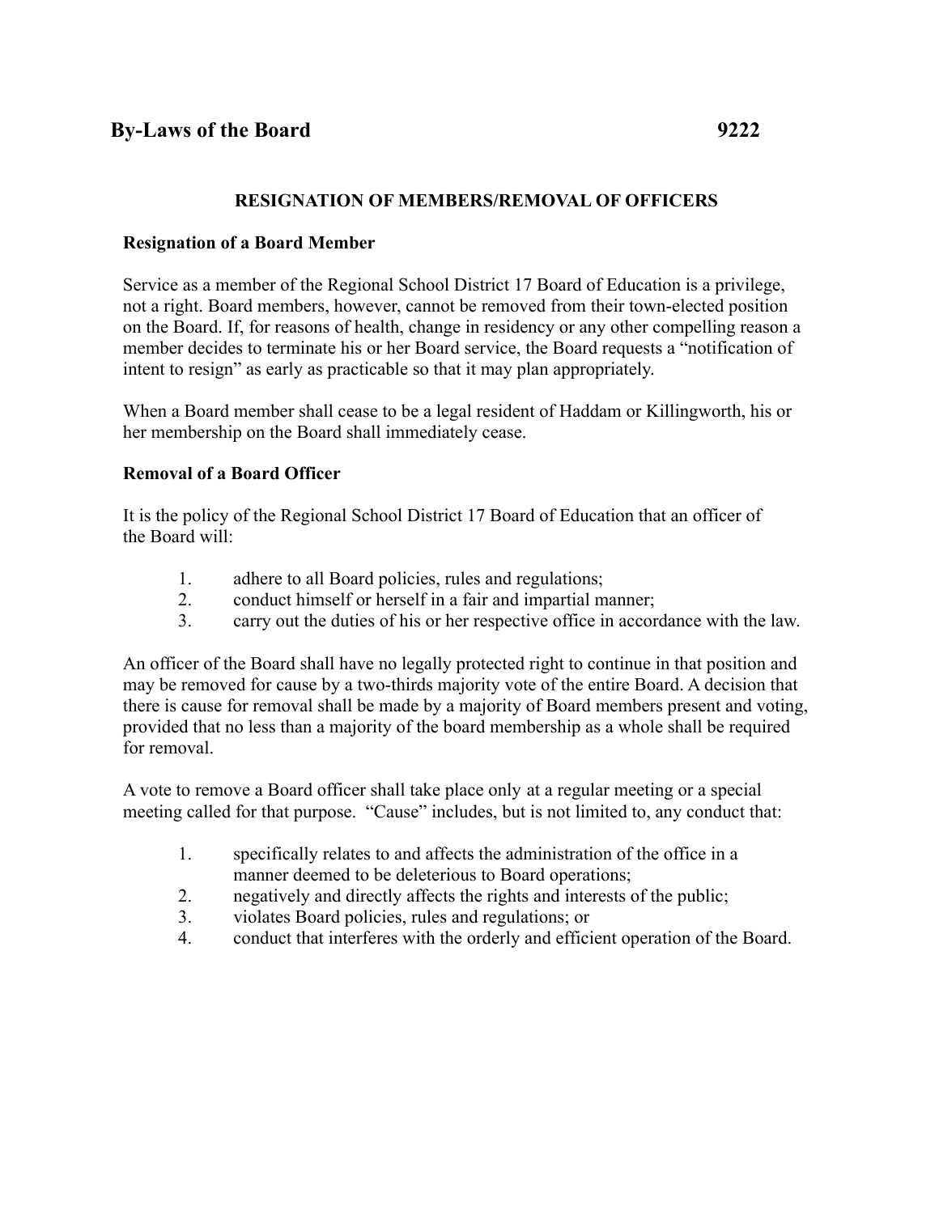# By-Laws of the Board 9222

## RESIGNATION OF MEMBERS/REMOVAL OF OFFICERS

### Resignation of a Board Member

Service as a member of the Regional School District 17 Board of Education is a privilege, not a right. Board members, however, cannot be removed from their town-elected position on the Board. If, for reasons of health, change in residency or any other compelling reason a member decides to terminate his or her Board service, the Board requests a "notification of intent to resign" as early as practicable so that it may plan appropriately.

When a Board member shall cease to be a legal resident of Haddam or Killingworth, his or her membership on the Board shall immediately cease.

### Removal of a Board Officer

It is the policy of the Regional School District 17 Board of Education that an officer of the Board will:

1. adhere to all Board policies, rules and regulations;
2. conduct himself or herself in a fair and impartial manner;
3. carry out the duties of his or her respective office in accordance with the law.

An officer of the Board shall have no legally protected right to continue in that position and may be removed for cause by a two-thirds majority vote of the entire Board. A decision that there is cause for removal shall be made by a majority of Board members present and voting, provided that no less than a majority of the board membership as a whole shall be required for removal.

A vote to remove a Board officer shall take place only at a regular meeting or a special meeting called for that purpose. "Cause" includes, but is not limited to, any conduct that:

1. specifically relates to and affects the administration of the office in a manner deemed to be deleterious to Board operations;
2. negatively and directly affects the rights and interests of the public;
3. violates Board policies, rules and regulations; or
4. conduct that interferes with the orderly and efficient operation of the Board.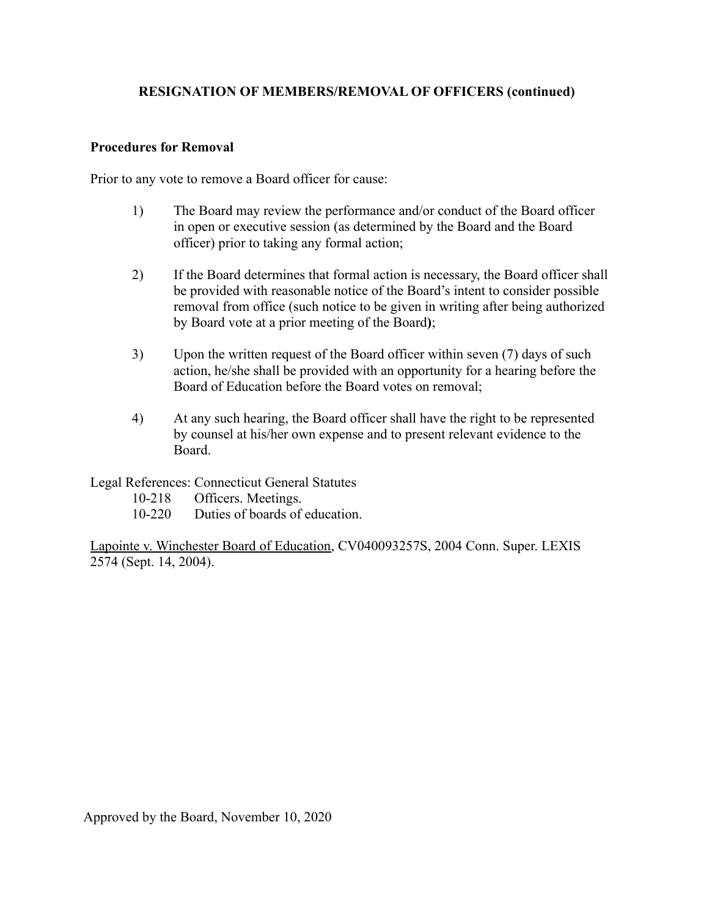**RESIGNATION OF MEMBERS/REMOVAL OF OFFICERS (continued)**

**Procedures for Removal**

Prior to any vote to remove a Board officer for cause:

1) The Board may review the performance and/or conduct of the Board officer in open or executive session (as determined by the Board and the Board officer) prior to taking any formal action;

2) If the Board determines that formal action is necessary, the Board officer shall be provided with reasonable notice of the Board's intent to consider possible removal from office (such notice to be given in writing after being authorized by Board vote at a prior meeting of the Board);

3) Upon the written request of the Board officer within seven (7) days of such action, he/she shall be provided with an opportunity for a hearing before the Board of Education before the Board votes on removal;

4) At any such hearing, the Board officer shall have the right to be represented by counsel at his/her own expense and to present relevant evidence to the Board.

Legal References: Connecticut General Statutes

10-218 Officers. Meetings.

10-220 Duties of boards of education.

Lapointe v. Winchester Board of Education, CV040093257S, 2004 Conn. Super. LEXIS 2574 (Sept. 14, 2004).

Approved by the Board, November 10, 2020